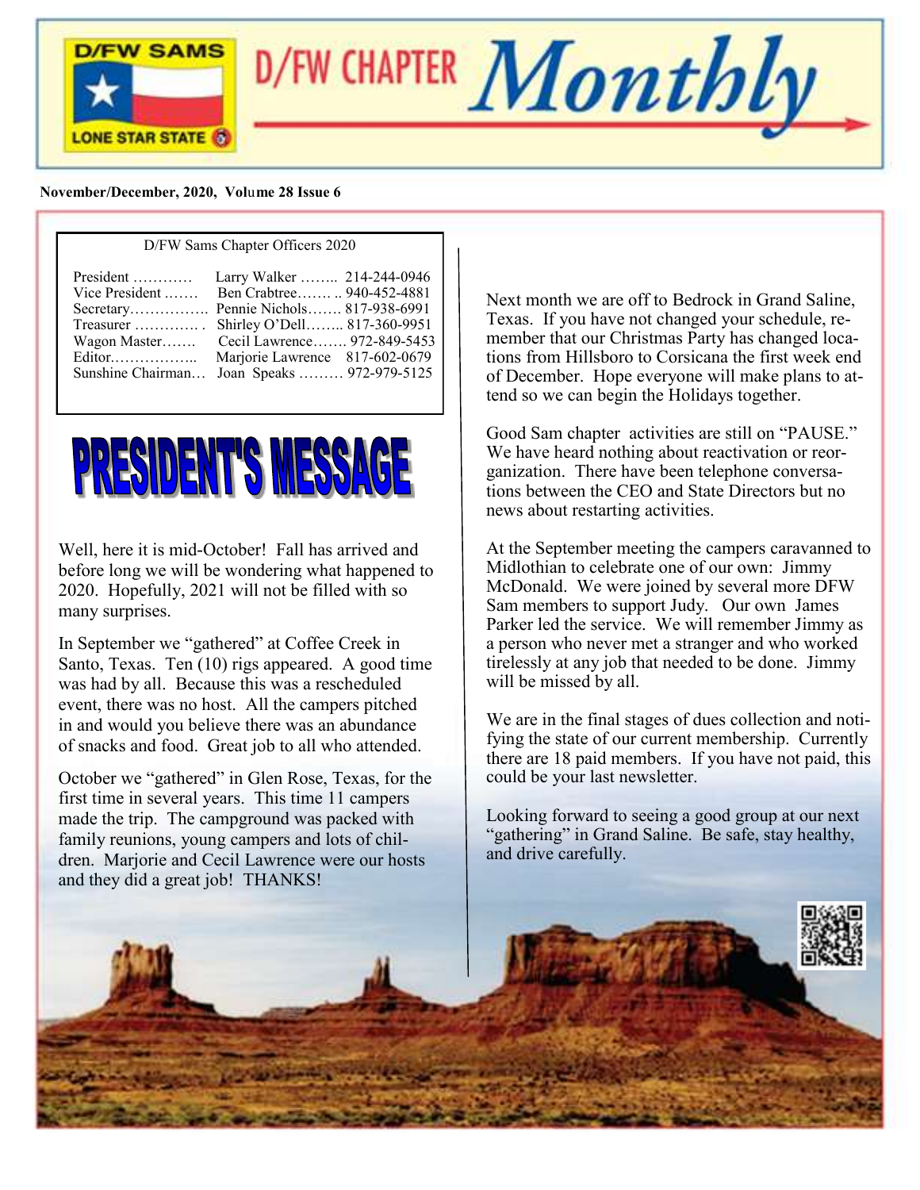# D/FW CHAPTER Monthly

**November/December, 2020, Volume 28 Issue 6**

D/FW Sams Chapter Officers 2020

| Office | Name | Phone |
|---|---|---|
| President | Larry Walker | 214-244-0946 |
| Vice President | Ben Crabtree | 940-452-4881 |
| Secretary | Pennie Nichols | 817-938-6991 |
| Treasurer | Shirley O'Dell | 817-360-9951 |
| Wagon Master | Cecil Lawrence | 972-849-5453 |
| Editor | Marjorie Lawrence | 817-602-0679 |
| Sunshine Chairman | Joan Speaks | 972-979-5125 |

## PRESIDENT'S MESSAGE

Well, here it is mid-October! Fall has arrived and before long we will be wondering what happened to 2020. Hopefully, 2021 will not be filled with so many surprises.

In September we "gathered" at Coffee Creek in Santo, Texas. Ten (10) rigs appeared. A good time was had by all. Because this was a rescheduled event, there was no host. All the campers pitched in and would you believe there was an abundance of snacks and food. Great job to all who attended.

October we "gathered" in Glen Rose, Texas, for the first time in several years. This time 11 campers made the trip. The campground was packed with family reunions, young campers and lots of children. Marjorie and Cecil Lawrence were our hosts and they did a great job! THANKS!

Next month we are off to Bedrock in Grand Saline, Texas. If you have not changed your schedule, remember that our Christmas Party has changed locations from Hillsboro to Corsicana the first week end of December. Hope everyone will make plans to attend so we can begin the Holidays together.

Good Sam chapter activities are still on "PAUSE." We have heard nothing about reactivation or reorganization. There have been telephone conversations between the CEO and State Directors but no news about restarting activities.

At the September meeting the campers caravanned to Midlothian to celebrate one of our own: Jimmy McDonald. We were joined by several more DFW Sam members to support Judy. Our own James Parker led the service. We will remember Jimmy as a person who never met a stranger and who worked tirelessly at any job that needed to be done. Jimmy will be missed by all.

We are in the final stages of dues collection and notifying the state of our current membership. Currently there are 18 paid members. If you have not paid, this could be your last newsletter.

Looking forward to seeing a good group at our next "gathering" in Grand Saline. Be safe, stay healthy, and drive carefully.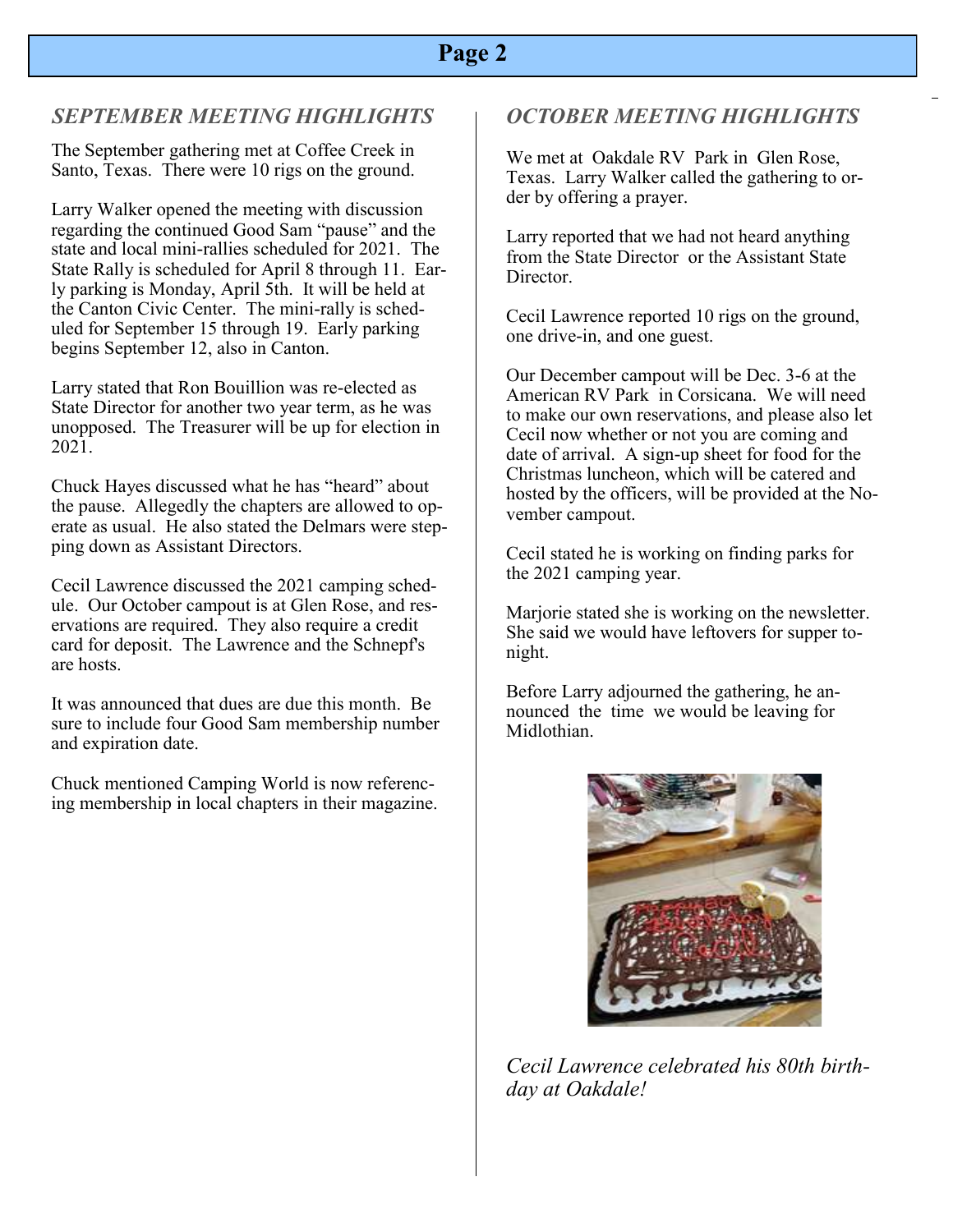## SEPTEMBER MEETING HIGHLIGHTS

The September gathering met at Coffee Creek in Santo, Texas. There were 10 rigs on the ground.

Larry Walker opened the meeting with discussion regarding the continued Good Sam "pause" and the state and local mini-rallies scheduled for 2021. The State Rally is scheduled for April 8 through 11. Early parking is Monday, April 5th. It will be held at the Canton Civic Center. The mini-rally is scheduled for September 15 through 19. Early parking begins September 12, also in Canton.

Larry stated that Ron Bouillion was re-elected as State Director for another two year term, as he was unopposed. The Treasurer will be up for election in 2021.

Chuck Hayes discussed what he has "heard" about the pause. Allegedly the chapters are allowed to operate as usual. He also stated the Delmars were stepping down as Assistant Directors.

Cecil Lawrence discussed the 2021 camping schedule. Our October campout is at Glen Rose, and reservations are required. They also require a credit card for deposit. The Lawrence and the Schnepf's are hosts.

It was announced that dues are due this month. Be sure to include four Good Sam membership number and expiration date.

Chuck mentioned Camping World is now referencing membership in local chapters in their magazine.

## OCTOBER MEETING HIGHLIGHTS

We met at Oakdale RV Park in Glen Rose, Texas. Larry Walker called the gathering to order by offering a prayer.

Larry reported that we had not heard anything from the State Director or the Assistant State Director.

Cecil Lawrence reported 10 rigs on the ground, one drive-in, and one guest.

Our December campout will be Dec. 3-6 at the American RV Park in Corsicana. We will need to make our own reservations, and please also let Cecil now whether or not you are coming and date of arrival. A sign-up sheet for food for the Christmas luncheon, which will be catered and hosted by the officers, will be provided at the November campout.

Cecil stated he is working on finding parks for the 2021 camping year.

Marjorie stated she is working on the newsletter. She said we would have leftovers for supper tonight.

Before Larry adjourned the gathering, he announced the time we would be leaving for Midlothian.

*Cecil Lawrence celebrated his 80th birthday at Oakdale!*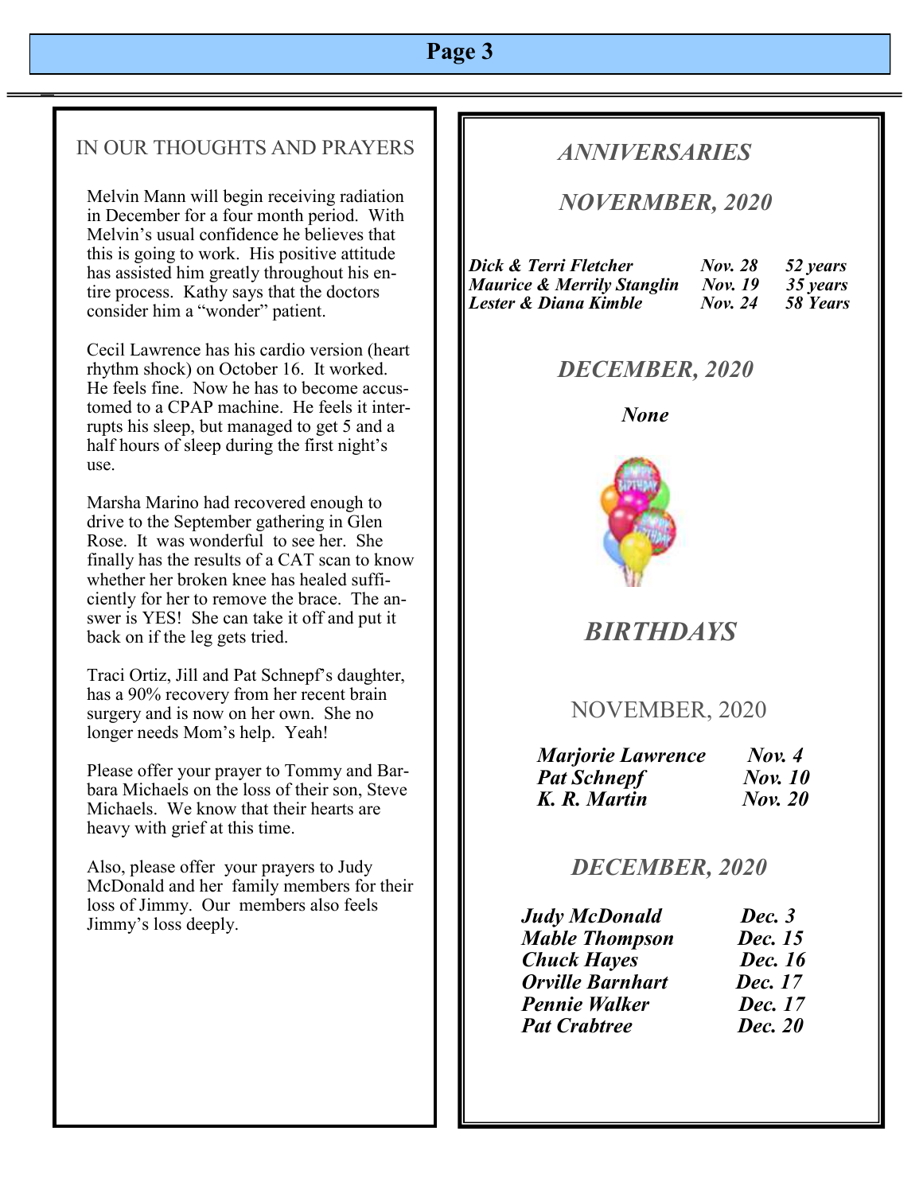## IN OUR THOUGHTS AND PRAYERS

Melvin Mann will begin receiving radiation in December for a four month period. With Melvin's usual confidence he believes that this is going to work. His positive attitude has assisted him greatly throughout his entire process. Kathy says that the doctors consider him a "wonder" patient.

Cecil Lawrence has his cardio version (heart rhythm shock) on October 16. It worked. He feels fine. Now he has to become accustomed to a CPAP machine. He feels it interrupts his sleep, but managed to get 5 and a half hours of sleep during the first night's use.

Marsha Marino had recovered enough to drive to the September gathering in Glen Rose. It was wonderful to see her. She finally has the results of a CAT scan to know whether her broken knee has healed sufficiently for her to remove the brace. The answer is YES! She can take it off and put it back on if the leg gets tried.

Traci Ortiz, Jill and Pat Schnepf's daughter, has a 90% recovery from her recent brain surgery and is now on her own. She no longer needs Mom's help. Yeah!

Please offer your prayer to Tommy and Barbara Michaels on the loss of their son, Steve Michaels. We know that their hearts are heavy with grief at this time.

Also, please offer your prayers to Judy McDonald and her family members for their loss of Jimmy. Our members also feels Jimmy's loss deeply.

## *ANNIVERSARIES*

### *NOVERMBER, 2020*

| | | |
|---|---|---|
| ***Dick & Terri Fletcher*** | ***Nov. 28*** | ***52 years*** |
| ***Maurice & Merrily Stanglin*** | ***Nov. 19*** | ***35 years*** |
| ***Lester & Diana Kimble*** | ***Nov. 24*** | ***58 Years*** |

### *DECEMBER, 2020*

***None***

## *BIRTHDAYS*

### NOVEMBER, 2020

| | |
|---|---|
| ***Marjorie Lawrence*** | ***Nov. 4*** |
| ***Pat Schnepf*** | ***Nov. 10*** |
| ***K. R. Martin*** | ***Nov. 20*** |

### *DECEMBER, 2020*

| | |
|---|---|
| ***Judy McDonald*** | ***Dec. 3*** |
| ***Mable Thompson*** | ***Dec. 15*** |
| ***Chuck Hayes*** | ***Dec. 16*** |
| ***Orville Barnhart*** | ***Dec. 17*** |
| ***Pennie Walker*** | ***Dec. 17*** |
| ***Pat Crabtree*** | ***Dec. 20*** |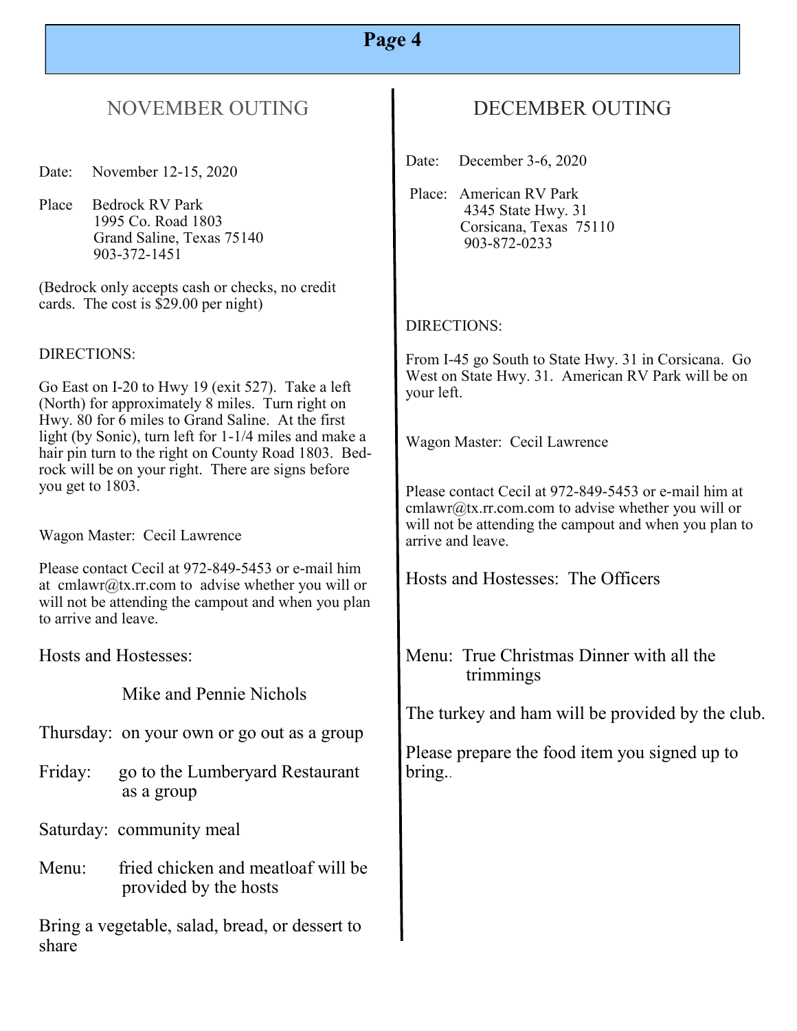## NOVEMBER OUTING

Date: November 12-15, 2020

Place Bedrock RV Park
1995 Co. Road 1803
Grand Saline, Texas 75140
903-372-1451

(Bedrock only accepts cash or checks, no credit cards. The cost is $29.00 per night)

DIRECTIONS:

Go East on I-20 to Hwy 19 (exit 527). Take a left (North) for approximately 8 miles. Turn right on Hwy. 80 for 6 miles to Grand Saline. At the first light (by Sonic), turn left for 1-1/4 miles and make a hair pin turn to the right on County Road 1803. Bedrock will be on your right. There are signs before you get to 1803.

Wagon Master: Cecil Lawrence

Please contact Cecil at 972-849-5453 or e-mail him at cmlawr@tx.rr.com to advise whether you will or will not be attending the campout and when you plan to arrive and leave.

Hosts and Hostesses:

Mike and Pennie Nichols

Thursday: on your own or go out as a group

Friday: go to the Lumberyard Restaurant as a group

Saturday: community meal

Menu: fried chicken and meatloaf will be provided by the hosts

Bring a vegetable, salad, bread, or dessert to share

## DECEMBER OUTING

Date: December 3-6, 2020

Place: American RV Park
4345 State Hwy. 31
Corsicana, Texas 75110
903-872-0233

DIRECTIONS:

From I-45 go South to State Hwy. 31 in Corsicana. Go West on State Hwy. 31. American RV Park will be on your left.

Wagon Master: Cecil Lawrence

Please contact Cecil at 972-849-5453 or e-mail him at cmlawr@tx.rr.com.com to advise whether you will or will not be attending the campout and when you plan to arrive and leave.

Hosts and Hostesses: The Officers

Menu: True Christmas Dinner with all the trimmings

The turkey and ham will be provided by the club.

Please prepare the food item you signed up to bring..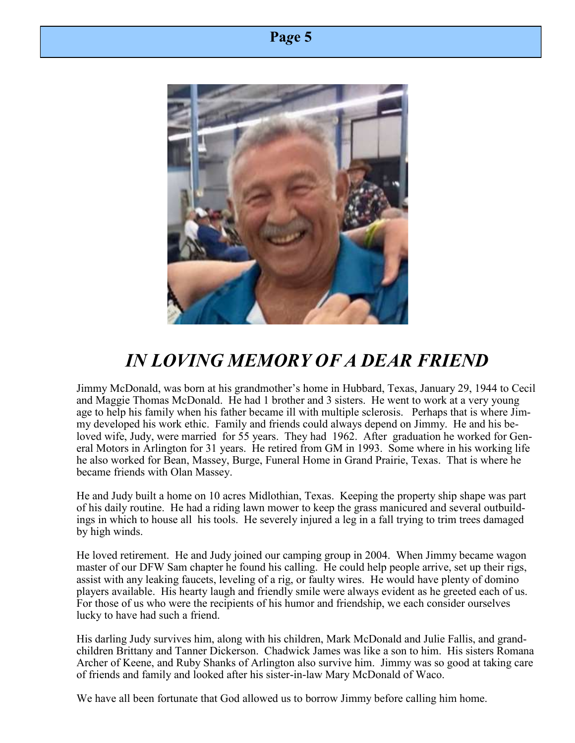# IN LOVING MEMORY OF A DEAR FRIEND

Jimmy McDonald, was born at his grandmother's home in Hubbard, Texas, January 29, 1944 to Cecil and Maggie Thomas McDonald. He had 1 brother and 3 sisters. He went to work at a very young age to help his family when his father became ill with multiple sclerosis. Perhaps that is where Jimmy developed his work ethic. Family and friends could always depend on Jimmy. He and his beloved wife, Judy, were married for 55 years. They had 1962. After graduation he worked for General Motors in Arlington for 31 years. He retired from GM in 1993. Some where in his working life he also worked for Bean, Massey, Burge, Funeral Home in Grand Prairie, Texas. That is where he became friends with Olan Massey.

He and Judy built a home on 10 acres Midlothian, Texas. Keeping the property ship shape was part of his daily routine. He had a riding lawn mower to keep the grass manicured and several outbuildings in which to house all his tools. He severely injured a leg in a fall trying to trim trees damaged by high winds.

He loved retirement. He and Judy joined our camping group in 2004. When Jimmy became wagon master of our DFW Sam chapter he found his calling. He could help people arrive, set up their rigs, assist with any leaking faucets, leveling of a rig, or faulty wires. He would have plenty of domino players available. His hearty laugh and friendly smile were always evident as he greeted each of us. For those of us who were the recipients of his humor and friendship, we each consider ourselves lucky to have had such a friend.

His darling Judy survives him, along with his children, Mark McDonald and Julie Fallis, and grandchildren Brittany and Tanner Dickerson. Chadwick James was like a son to him. His sisters Romana Archer of Keene, and Ruby Shanks of Arlington also survive him. Jimmy was so good at taking care of friends and family and looked after his sister-in-law Mary McDonald of Waco.

We have all been fortunate that God allowed us to borrow Jimmy before calling him home.